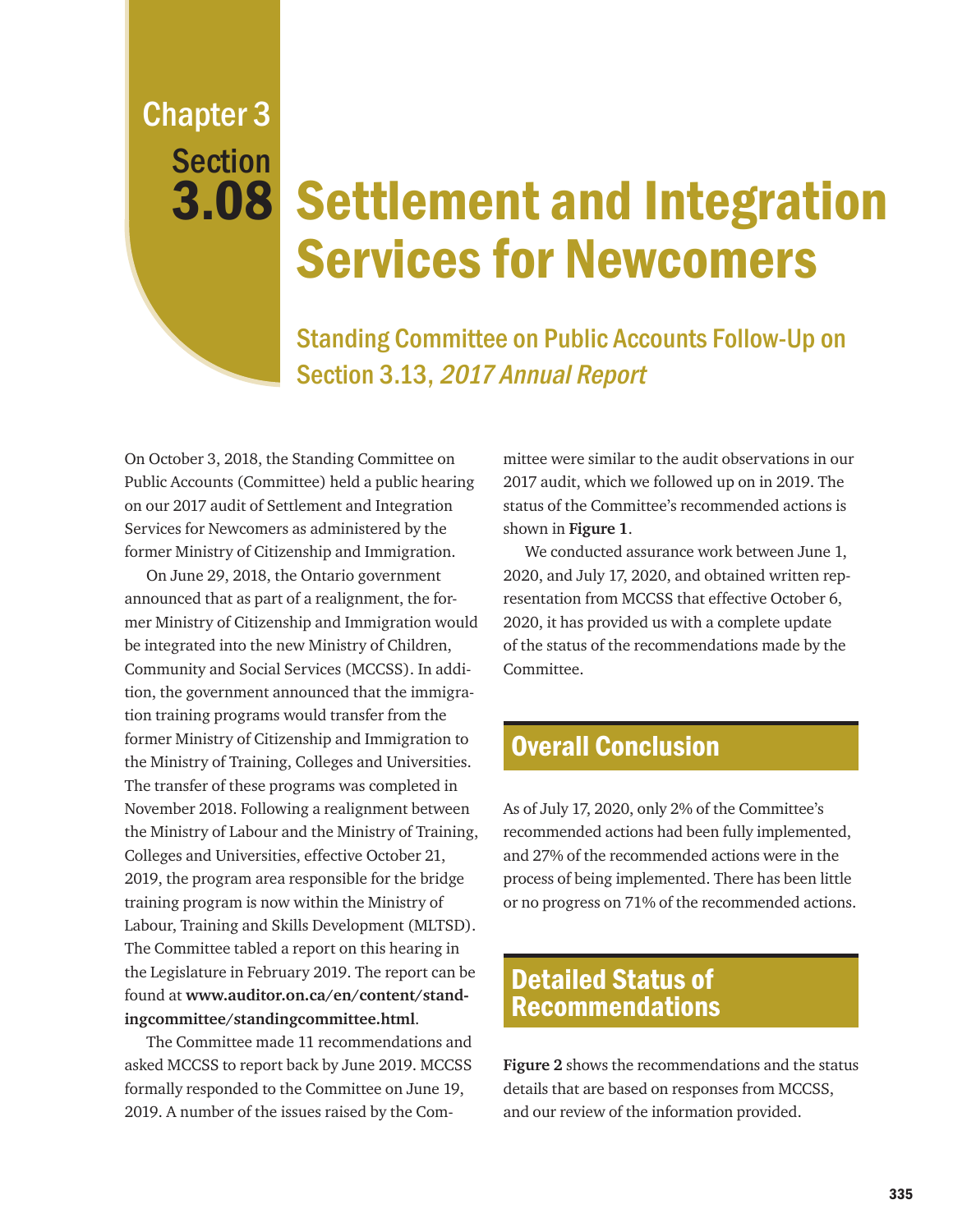Chapter 3

Section

# 3.08 Settlement and Integration Services for Newcomers

## Standing Committee on Public Accounts Follow-Up on Section 3.13, *2017 Annual Report*

On October 3, 2018, the Standing Committee on Public Accounts (Committee) held a public hearing on our 2017 audit of Settlement and Integration Services for Newcomers as administered by the former Ministry of Citizenship and Immigration.

On June 29, 2018, the Ontario government announced that as part of a realignment, the former Ministry of Citizenship and Immigration would be integrated into the new Ministry of Children, Community and Social Services (MCCSS). In addition, the government announced that the immigration training programs would transfer from the former Ministry of Citizenship and Immigration to the Ministry of Training, Colleges and Universities. The transfer of these programs was completed in November 2018. Following a realignment between the Ministry of Labour and the Ministry of Training, Colleges and Universities, effective October 21, 2019, the program area responsible for the bridge training program is now within the Ministry of Labour, Training and Skills Development (MLTSD). The Committee tabled a report on this hearing in the Legislature in February 2019. The report can be found at **www.auditor.on.ca/en/content/standingcommittee/standingcommittee.html**.

The Committee made 11 recommendations and asked MCCSS to report back by June 2019. MCCSS formally responded to the Committee on June 19, 2019. A number of the issues raised by the Committee were similar to the audit observations in our 2017 audit, which we followed up on in 2019. The status of the Committee's recommended actions is shown in **Figure 1**.

We conducted assurance work between June 1, 2020, and July 17, 2020, and obtained written representation from MCCSS that effective October 6, 2020, it has provided us with a complete update of the status of the recommendations made by the Committee.

## Overall Conclusion

As of July 17, 2020, only 2% of the Committee's recommended actions had been fully implemented, and 27% of the recommended actions were in the process of being implemented. There has been little or no progress on 71% of the recommended actions.

## Detailed Status of Recommendations

**Figure 2** shows the recommendations and the status details that are based on responses from MCCSS, and our review of the information provided.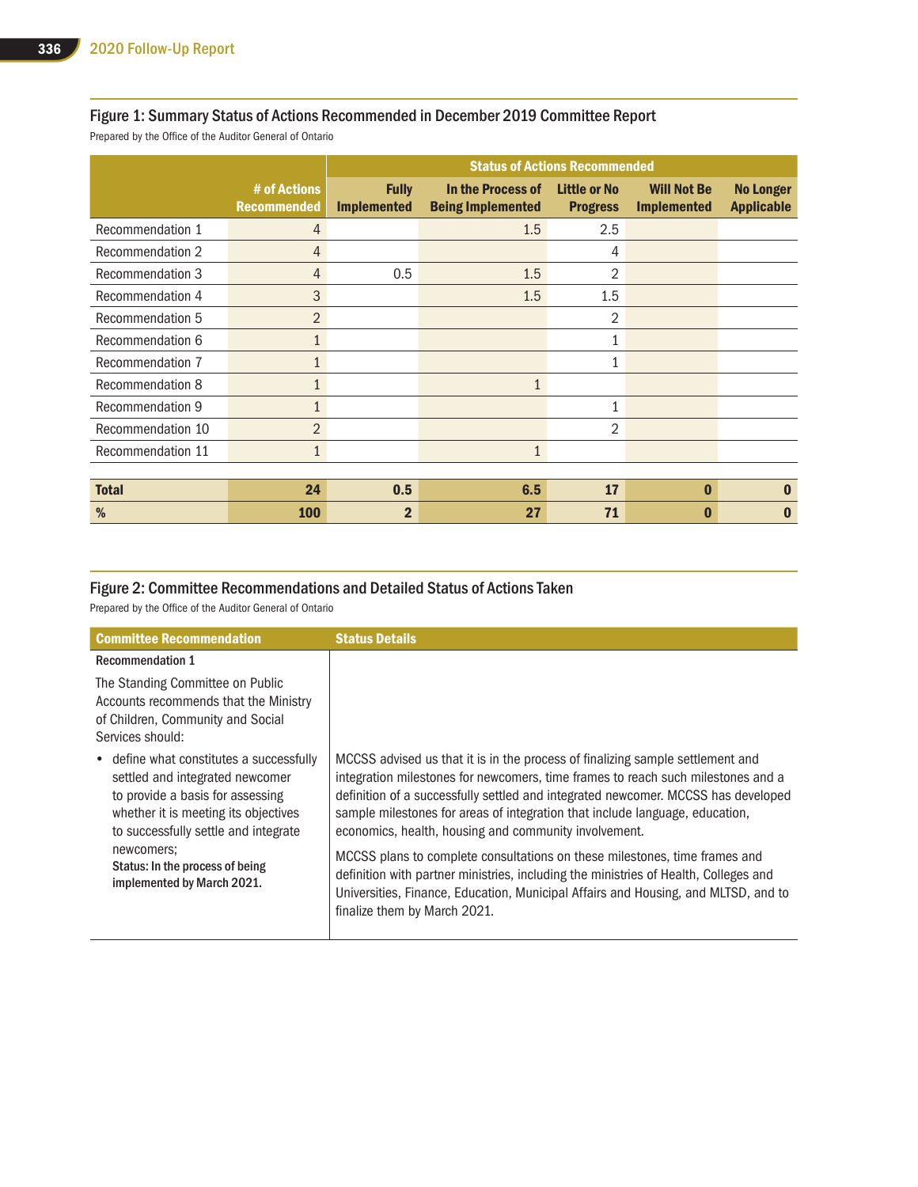## Figure 1: Summary Status of Actions Recommended in December 2019 Committee Report

Prepared by the Office of the Auditor General of Ontario

| | | Status of Actions Recommended | | | | |
|---|---|---|---|---|---|---|
| | # of Actions Recommended | Fully Implemented | In the Process of Being Implemented | Little or No Progress | Will Not Be Implemented | No Longer Applicable |
| Recommendation 1 | 4 | | 1.5 | 2.5 | | |
| Recommendation 2 | 4 | | | 4 | | |
| Recommendation 3 | 4 | 0.5 | 1.5 | 2 | | |
| Recommendation 4 | 3 | | 1.5 | 1.5 | | |
| Recommendation 5 | 2 | | | 2 | | |
| Recommendation 6 | 1 | | | 1 | | |
| Recommendation 7 | 1 | | | 1 | | |
| Recommendation 8 | 1 | | 1 | | | |
| Recommendation 9 | 1 | | | 1 | | |
| Recommendation 10 | 2 | | | 2 | | |
| Recommendation 11 | 1 | | 1 | | | |
| **Total** | **24** | **0.5** | **6.5** | **17** | **0** | **0** |
| **%** | **100** | **2** | **27** | **71** | **0** | **0** |

## Figure 2: Committee Recommendations and Detailed Status of Actions Taken

Prepared by the Office of the Auditor General of Ontario

| Committee Recommendation | Status Details |
|---|---|
| **Recommendation 1**<br><br>The Standing Committee on Public Accounts recommends that the Ministry of Children, Community and Social Services should: | |
| • define what constitutes a successfully settled and integrated newcomer to provide a basis for assessing whether it is meeting its objectives to successfully settle and integrate newcomers;<br>**Status: In the process of being implemented by March 2021.** | MCCSS advised us that it is in the process of finalizing sample settlement and integration milestones for newcomers, time frames to reach such milestones and a definition of a successfully settled and integrated newcomer. MCCSS has developed sample milestones for areas of integration that include language, education, economics, health, housing and community involvement.<br><br>MCCSS plans to complete consultations on these milestones, time frames and definition with partner ministries, including the ministries of Health, Colleges and Universities, Finance, Education, Municipal Affairs and Housing, and MLTSD, and to finalize them by March 2021. |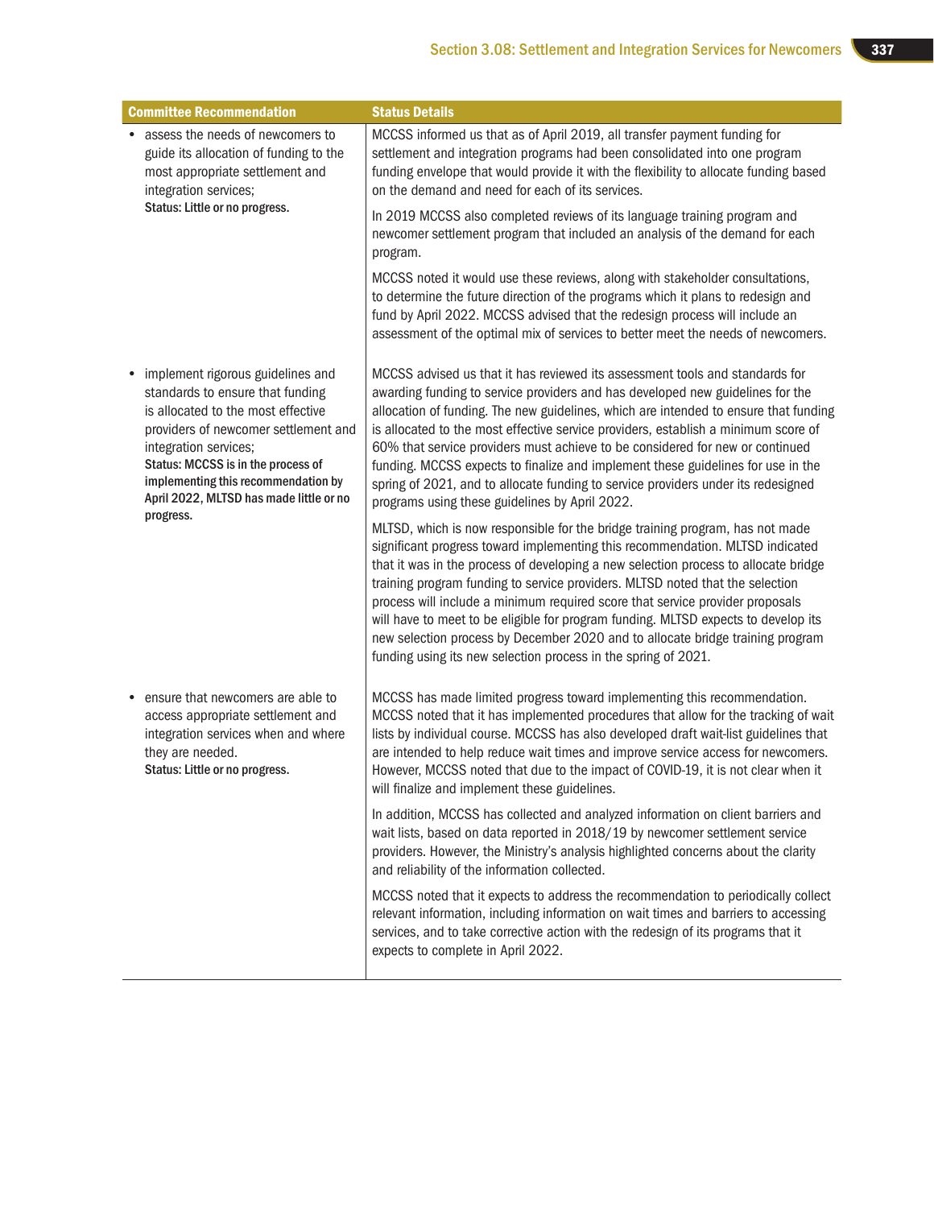| Committee Recommendation | Status Details |
|---|---|
| • assess the needs of newcomers to guide its allocation of funding to the most appropriate settlement and integration services;<br>**Status: Little or no progress.** | MCCSS informed us that as of April 2019, all transfer payment funding for settlement and integration programs had been consolidated into one program funding envelope that would provide it with the flexibility to allocate funding based on the demand and need for each of its services.<br><br>In 2019 MCCSS also completed reviews of its language training program and newcomer settlement program that included an analysis of the demand for each program.<br><br>MCCSS noted it would use these reviews, along with stakeholder consultations, to determine the future direction of the programs which it plans to redesign and fund by April 2022. MCCSS advised that the redesign process will include an assessment of the optimal mix of services to better meet the needs of newcomers. |
| • implement rigorous guidelines and standards to ensure that funding is allocated to the most effective providers of newcomer settlement and integration services;<br>**Status: MCCSS is in the process of implementing this recommendation by April 2022, MLTSD has made little or no progress.** | MCCSS advised us that it has reviewed its assessment tools and standards for awarding funding to service providers and has developed new guidelines for the allocation of funding. The new guidelines, which are intended to ensure that funding is allocated to the most effective service providers, establish a minimum score of 60% that service providers must achieve to be considered for new or continued funding. MCCSS expects to finalize and implement these guidelines for use in the spring of 2021, and to allocate funding to service providers under its redesigned programs using these guidelines by April 2022.<br><br>MLTSD, which is now responsible for the bridge training program, has not made significant progress toward implementing this recommendation. MLTSD indicated that it was in the process of developing a new selection process to allocate bridge training program funding to service providers. MLTSD noted that the selection process will include a minimum required score that service provider proposals will have to meet to be eligible for program funding. MLTSD expects to develop its new selection process by December 2020 and to allocate bridge training program funding using its new selection process in the spring of 2021. |
| • ensure that newcomers are able to access appropriate settlement and integration services when and where they are needed.<br>**Status: Little or no progress.** | MCCSS has made limited progress toward implementing this recommendation. MCCSS noted that it has implemented procedures that allow for the tracking of wait lists by individual course. MCCSS has also developed draft wait-list guidelines that are intended to help reduce wait times and improve service access for newcomers. However, MCCSS noted that due to the impact of COVID-19, it is not clear when it will finalize and implement these guidelines.<br><br>In addition, MCCSS has collected and analyzed information on client barriers and wait lists, based on data reported in 2018/19 by newcomer settlement service providers. However, the Ministry's analysis highlighted concerns about the clarity and reliability of the information collected.<br><br>MCCSS noted that it expects to address the recommendation to periodically collect relevant information, including information on wait times and barriers to accessing services, and to take corrective action with the redesign of its programs that it expects to complete in April 2022. |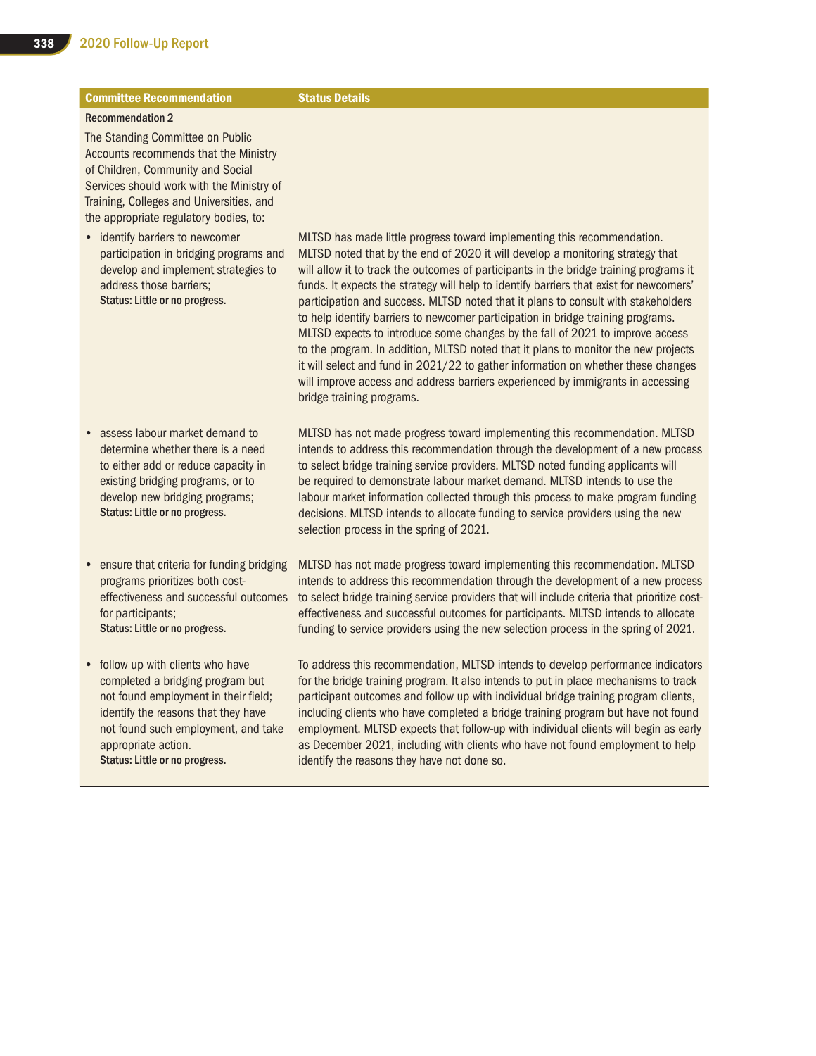| Committee Recommendation | Status Details |
|---|---|
| **Recommendation 2**<br>The Standing Committee on Public Accounts recommends that the Ministry of Children, Community and Social Services should work with the Ministry of Training, Colleges and Universities, and the appropriate regulatory bodies, to: | |
| • identify barriers to newcomer participation in bridging programs and develop and implement strategies to address those barriers;<br>**Status: Little or no progress.** | MLTSD has made little progress toward implementing this recommendation. MLTSD noted that by the end of 2020 it will develop a monitoring strategy that will allow it to track the outcomes of participants in the bridge training programs it funds. It expects the strategy will help to identify barriers that exist for newcomers' participation and success. MLTSD noted that it plans to consult with stakeholders to help identify barriers to newcomer participation in bridge training programs. MLTSD expects to introduce some changes by the fall of 2021 to improve access to the program. In addition, MLTSD noted that it plans to monitor the new projects it will select and fund in 2021/22 to gather information on whether these changes will improve access and address barriers experienced by immigrants in accessing bridge training programs. |
| • assess labour market demand to determine whether there is a need to either add or reduce capacity in existing bridging programs, or to develop new bridging programs;<br>**Status: Little or no progress.** | MLTSD has not made progress toward implementing this recommendation. MLTSD intends to address this recommendation through the development of a new process to select bridge training service providers. MLTSD noted funding applicants will be required to demonstrate labour market demand. MLTSD intends to use the labour market information collected through this process to make program funding decisions. MLTSD intends to allocate funding to service providers using the new selection process in the spring of 2021. |
| • ensure that criteria for funding bridging programs prioritizes both cost-effectiveness and successful outcomes for participants;<br>**Status: Little or no progress.** | MLTSD has not made progress toward implementing this recommendation. MLTSD intends to address this recommendation through the development of a new process to select bridge training service providers that will include criteria that prioritize cost-effectiveness and successful outcomes for participants. MLTSD intends to allocate funding to service providers using the new selection process in the spring of 2021. |
| • follow up with clients who have completed a bridging program but not found employment in their field; identify the reasons that they have not found such employment, and take appropriate action.<br>**Status: Little or no progress.** | To address this recommendation, MLTSD intends to develop performance indicators for the bridge training program. It also intends to put in place mechanisms to track participant outcomes and follow up with individual bridge training program clients, including clients who have completed a bridge training program but have not found employment. MLTSD expects that follow-up with individual clients will begin as early as December 2021, including with clients who have not found employment to help identify the reasons they have not done so. |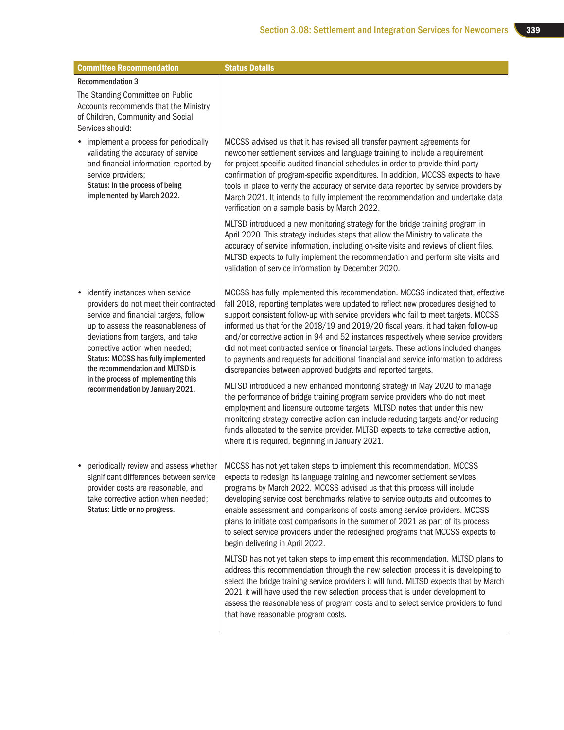| Committee Recommendation | Status Details |
|---|---|
| **Recommendation 3**<br><br>The Standing Committee on Public Accounts recommends that the Ministry of Children, Community and Social Services should: | |
| • implement a process for periodically validating the accuracy of service and financial information reported by service providers;<br>**Status: In the process of being implemented by March 2022.** | MCCSS advised us that it has revised all transfer payment agreements for newcomer settlement services and language training to include a requirement for project-specific audited financial schedules in order to provide third-party confirmation of program-specific expenditures. In addition, MCCSS expects to have tools in place to verify the accuracy of service data reported by service providers by March 2021. It intends to fully implement the recommendation and undertake data verification on a sample basis by March 2022.<br><br>MLTSD introduced a new monitoring strategy for the bridge training program in April 2020. This strategy includes steps that allow the Ministry to validate the accuracy of service information, including on-site visits and reviews of client files. MLTSD expects to fully implement the recommendation and perform site visits and validation of service information by December 2020. |
| • identify instances when service providers do not meet their contracted service and financial targets, follow up to assess the reasonableness of deviations from targets, and take corrective action when needed;<br>**Status: MCCSS has fully implemented the recommendation and MLTSD is in the process of implementing this recommendation by January 2021.** | MCCSS has fully implemented this recommendation. MCCSS indicated that, effective fall 2018, reporting templates were updated to reflect new procedures designed to support consistent follow-up with service providers who fail to meet targets. MCCSS informed us that for the 2018/19 and 2019/20 fiscal years, it had taken follow-up and/or corrective action in 94 and 52 instances respectively where service providers did not meet contracted service or financial targets. These actions included changes to payments and requests for additional financial and service information to address discrepancies between approved budgets and reported targets.<br><br>MLTSD introduced a new enhanced monitoring strategy in May 2020 to manage the performance of bridge training program service providers who do not meet employment and licensure outcome targets. MLTSD notes that under this new monitoring strategy corrective action can include reducing targets and/or reducing funds allocated to the service provider. MLTSD expects to take corrective action, where it is required, beginning in January 2021. |
| • periodically review and assess whether significant differences between service provider costs are reasonable, and take corrective action when needed;<br>**Status: Little or no progress.** | MCCSS has not yet taken steps to implement this recommendation. MCCSS expects to redesign its language training and newcomer settlement services programs by March 2022. MCCSS advised us that this process will include developing service cost benchmarks relative to service outputs and outcomes to enable assessment and comparisons of costs among service providers. MCCSS plans to initiate cost comparisons in the summer of 2021 as part of its process to select service providers under the redesigned programs that MCCSS expects to begin delivering in April 2022.<br><br>MLTSD has not yet taken steps to implement this recommendation. MLTSD plans to address this recommendation through the new selection process it is developing to select the bridge training service providers it will fund. MLTSD expects that by March 2021 it will have used the new selection process that is under development to assess the reasonableness of program costs and to select service providers to fund that have reasonable program costs. |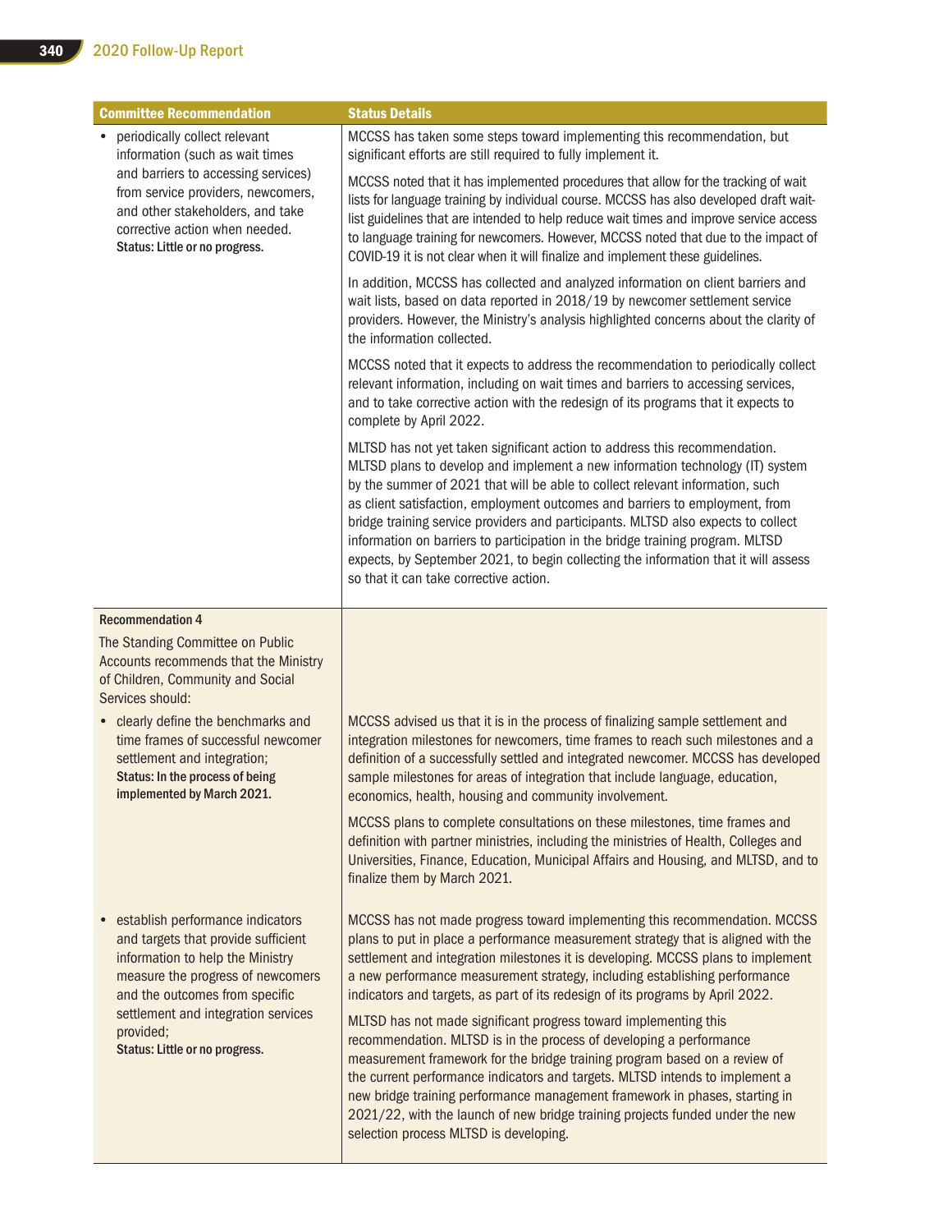| Committee Recommendation | Status Details |
|---|---|
| • periodically collect relevant information (such as wait times and barriers to accessing services) from service providers, newcomers, and other stakeholders, and take corrective action when needed.<br>**Status: Little or no progress.** | MCCSS has taken some steps toward implementing this recommendation, but significant efforts are still required to fully implement it.<br><br>MCCSS noted that it has implemented procedures that allow for the tracking of wait lists for language training by individual course. MCCSS has also developed draft wait-list guidelines that are intended to help reduce wait times and improve service access to language training for newcomers. However, MCCSS noted that due to the impact of COVID-19 it is not clear when it will finalize and implement these guidelines.<br><br>In addition, MCCSS has collected and analyzed information on client barriers and wait lists, based on data reported in 2018/19 by newcomer settlement service providers. However, the Ministry's analysis highlighted concerns about the clarity of the information collected.<br><br>MCCSS noted that it expects to address the recommendation to periodically collect relevant information, including on wait times and barriers to accessing services, and to take corrective action with the redesign of its programs that it expects to complete by April 2022.<br><br>MLTSD has not yet taken significant action to address this recommendation. MLTSD plans to develop and implement a new information technology (IT) system by the summer of 2021 that will be able to collect relevant information, such as client satisfaction, employment outcomes and barriers to employment, from bridge training service providers and participants. MLTSD also expects to collect information on barriers to participation in the bridge training program. MLTSD expects, by September 2021, to begin collecting the information that it will assess so that it can take corrective action. |
| **Recommendation 4**<br>The Standing Committee on Public Accounts recommends that the Ministry of Children, Community and Social Services should: | |
| • clearly define the benchmarks and time frames of successful newcomer settlement and integration;<br>**Status: In the process of being implemented by March 2021.** | MCCSS advised us that it is in the process of finalizing sample settlement and integration milestones for newcomers, time frames to reach such milestones and a definition of a successfully settled and integrated newcomer. MCCSS has developed sample milestones for areas of integration that include language, education, economics, health, housing and community involvement.<br><br>MCCSS plans to complete consultations on these milestones, time frames and definition with partner ministries, including the ministries of Health, Colleges and Universities, Finance, Education, Municipal Affairs and Housing, and MLTSD, and to finalize them by March 2021. |
| • establish performance indicators and targets that provide sufficient information to help the Ministry measure the progress of newcomers and the outcomes from specific settlement and integration services provided;<br>**Status: Little or no progress.** | MCCSS has not made progress toward implementing this recommendation. MCCSS plans to put in place a performance measurement strategy that is aligned with the settlement and integration milestones it is developing. MCCSS plans to implement a new performance measurement strategy, including establishing performance indicators and targets, as part of its redesign of its programs by April 2022.<br><br>MLTSD has not made significant progress toward implementing this recommendation. MLTSD is in the process of developing a performance measurement framework for the bridge training program based on a review of the current performance indicators and targets. MLTSD intends to implement a new bridge training performance management framework in phases, starting in 2021/22, with the launch of new bridge training projects funded under the new selection process MLTSD is developing. |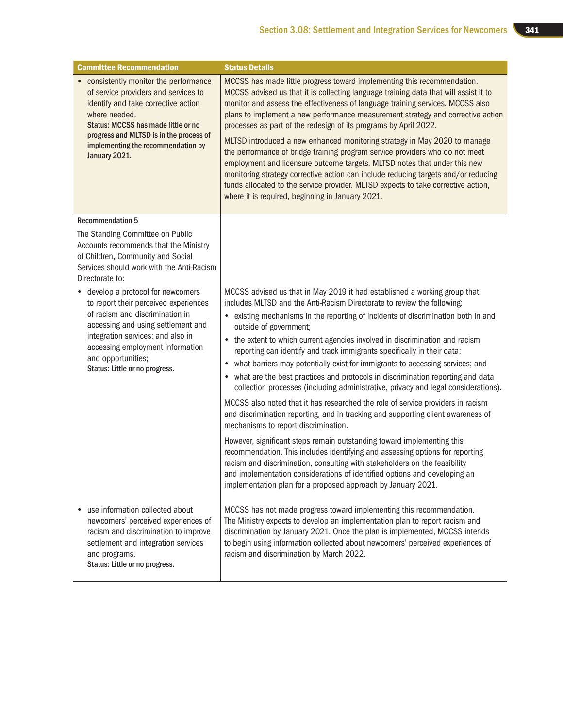| Committee Recommendation | Status Details |
|---|---|
| • consistently monitor the performance of service providers and services to identify and take corrective action where needed.<br>**Status: MCCSS has made little or no progress and MLTSD is in the process of implementing the recommendation by January 2021.** | MCCSS has made little progress toward implementing this recommendation. MCCSS advised us that it is collecting language training data that will assist it to monitor and assess the effectiveness of language training services. MCCSS also plans to implement a new performance measurement strategy and corrective action processes as part of the redesign of its programs by April 2022.<br><br>MLTSD introduced a new enhanced monitoring strategy in May 2020 to manage the performance of bridge training program service providers who do not meet employment and licensure outcome targets. MLTSD notes that under this new monitoring strategy corrective action can include reducing targets and/or reducing funds allocated to the service provider. MLTSD expects to take corrective action, where it is required, beginning in January 2021. |
| **Recommendation 5**<br><br>The Standing Committee on Public Accounts recommends that the Ministry of Children, Community and Social Services should work with the Anti-Racism Directorate to: | |
| • develop a protocol for newcomers to report their perceived experiences of racism and discrimination in accessing and using settlement and integration services; and also in accessing employment information and opportunities;<br>**Status: Little or no progress.** | MCCSS advised us that in May 2019 it had established a working group that includes MLTSD and the Anti-Racism Directorate to review the following:<br>• existing mechanisms in the reporting of incidents of discrimination both in and outside of government;<br>• the extent to which current agencies involved in discrimination and racism reporting can identify and track immigrants specifically in their data;<br>• what barriers may potentially exist for immigrants to accessing services; and<br>• what are the best practices and protocols in discrimination reporting and data collection processes (including administrative, privacy and legal considerations).<br><br>MCCSS also noted that it has researched the role of service providers in racism and discrimination reporting, and in tracking and supporting client awareness of mechanisms to report discrimination.<br><br>However, significant steps remain outstanding toward implementing this recommendation. This includes identifying and assessing options for reporting racism and discrimination, consulting with stakeholders on the feasibility and implementation considerations of identified options and developing an implementation plan for a proposed approach by January 2021. |
| • use information collected about newcomers' perceived experiences of racism and discrimination to improve settlement and integration services and programs.<br>**Status: Little or no progress.** | MCCSS has not made progress toward implementing this recommendation. The Ministry expects to develop an implementation plan to report racism and discrimination by January 2021. Once the plan is implemented, MCCSS intends to begin using information collected about newcomers' perceived experiences of racism and discrimination by March 2022. |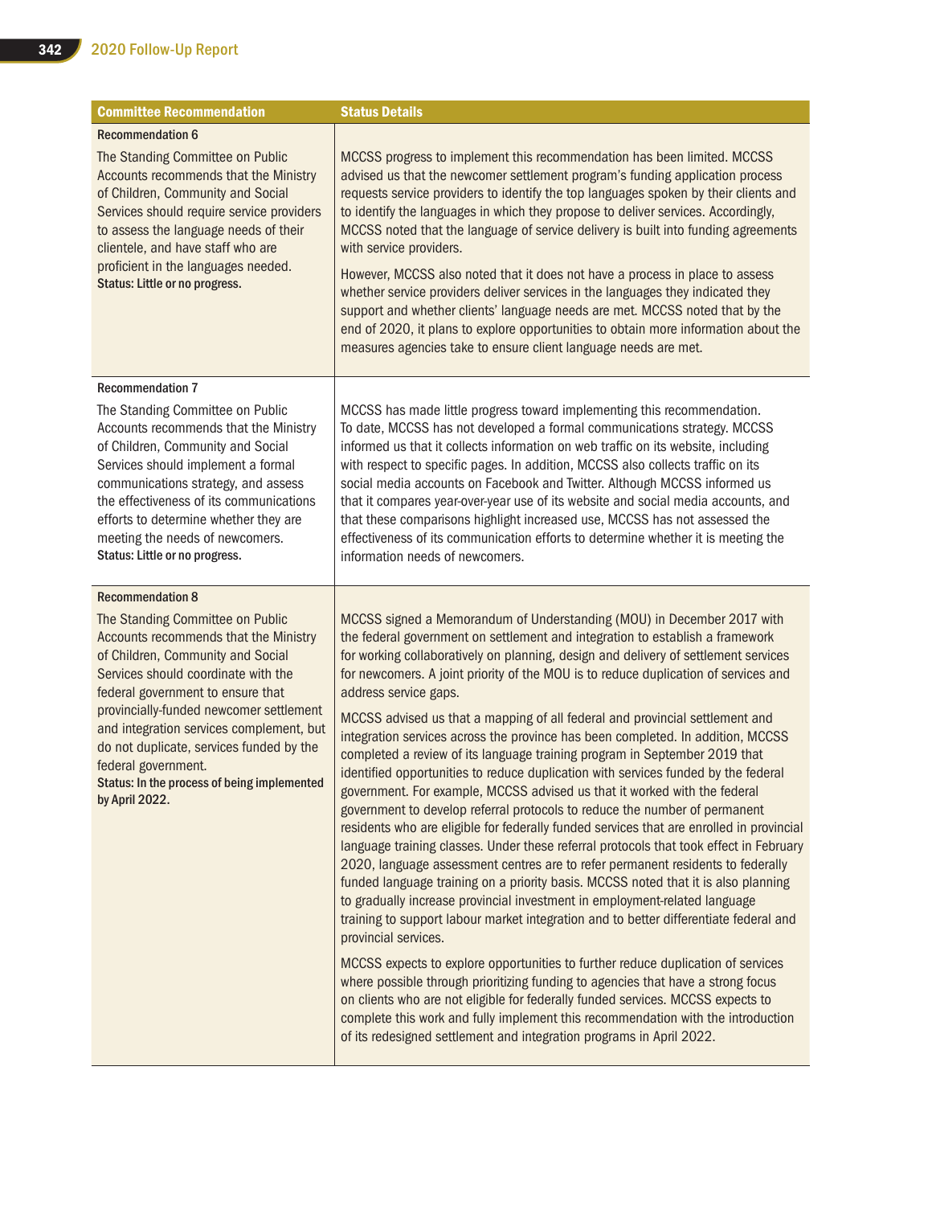| Committee Recommendation | Status Details |
|---|---|
| **Recommendation 6**<br><br>The Standing Committee on Public Accounts recommends that the Ministry of Children, Community and Social Services should require service providers to assess the language needs of their clientele, and have staff who are proficient in the languages needed.<br>**Status: Little or no progress.** | MCCSS progress to implement this recommendation has been limited. MCCSS advised us that the newcomer settlement program's funding application process requests service providers to identify the top languages spoken by their clients and to identify the languages in which they propose to deliver services. Accordingly, MCCSS noted that the language of service delivery is built into funding agreements with service providers.<br><br>However, MCCSS also noted that it does not have a process in place to assess whether service providers deliver services in the languages they indicated they support and whether clients' language needs are met. MCCSS noted that by the end of 2020, it plans to explore opportunities to obtain more information about the measures agencies take to ensure client language needs are met. |
| **Recommendation 7**<br><br>The Standing Committee on Public Accounts recommends that the Ministry of Children, Community and Social Services should implement a formal communications strategy, and assess the effectiveness of its communications efforts to determine whether they are meeting the needs of newcomers.<br>**Status: Little or no progress.** | MCCSS has made little progress toward implementing this recommendation. To date, MCCSS has not developed a formal communications strategy. MCCSS informed us that it collects information on web traffic on its website, including with respect to specific pages. In addition, MCCSS also collects traffic on its social media accounts on Facebook and Twitter. Although MCCSS informed us that it compares year-over-year use of its website and social media accounts, and that these comparisons highlight increased use, MCCSS has not assessed the effectiveness of its communication efforts to determine whether it is meeting the information needs of newcomers. |
| **Recommendation 8**<br><br>The Standing Committee on Public Accounts recommends that the Ministry of Children, Community and Social Services should coordinate with the federal government to ensure that provincially-funded newcomer settlement and integration services complement, but do not duplicate, services funded by the federal government.<br>**Status: In the process of being implemented by April 2022.** | MCCSS signed a Memorandum of Understanding (MOU) in December 2017 with the federal government on settlement and integration to establish a framework for working collaboratively on planning, design and delivery of settlement services for newcomers. A joint priority of the MOU is to reduce duplication of services and address service gaps.<br><br>MCCSS advised us that a mapping of all federal and provincial settlement and integration services across the province has been completed. In addition, MCCSS completed a review of its language training program in September 2019 that identified opportunities to reduce duplication with services funded by the federal government. For example, MCCSS advised us that it worked with the federal government to develop referral protocols to reduce the number of permanent residents who are eligible for federally funded services that are enrolled in provincial language training classes. Under these referral protocols that took effect in February 2020, language assessment centres are to refer permanent residents to federally funded language training on a priority basis. MCCSS noted that it is also planning to gradually increase provincial investment in employment-related language training to support labour market integration and to better differentiate federal and provincial services.<br><br>MCCSS expects to explore opportunities to further reduce duplication of services where possible through prioritizing funding to agencies that have a strong focus on clients who are not eligible for federally funded services. MCCSS expects to complete this work and fully implement this recommendation with the introduction of its redesigned settlement and integration programs in April 2022. |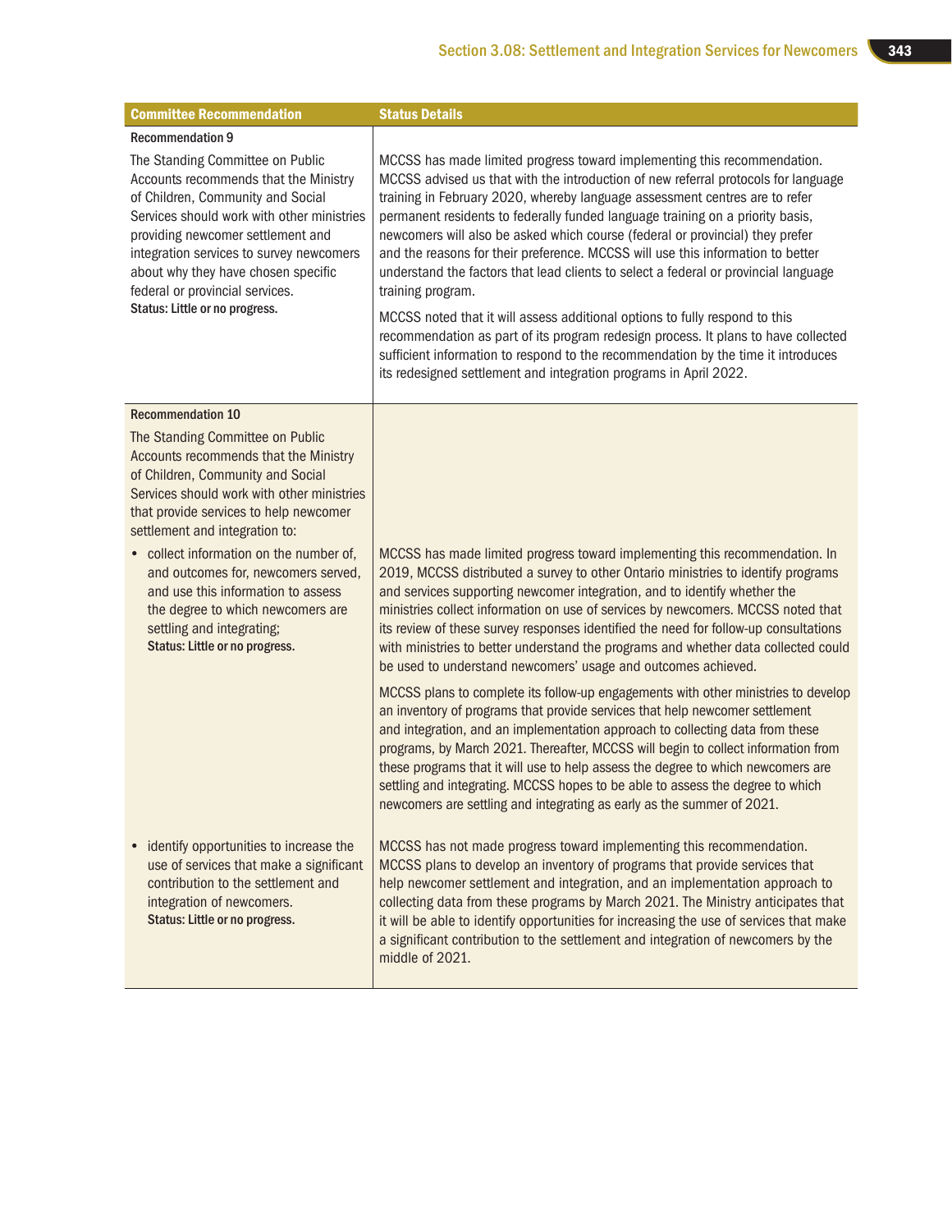| Committee Recommendation | Status Details |
|---|---|
| **Recommendation 9**<br>The Standing Committee on Public Accounts recommends that the Ministry of Children, Community and Social Services should work with other ministries providing newcomer settlement and integration services to survey newcomers about why they have chosen specific federal or provincial services.<br>**Status: Little or no progress.** | MCCSS has made limited progress toward implementing this recommendation. MCCSS advised us that with the introduction of new referral protocols for language training in February 2020, whereby language assessment centres are to refer permanent residents to federally funded language training on a priority basis, newcomers will also be asked which course (federal or provincial) they prefer and the reasons for their preference. MCCSS will use this information to better understand the factors that lead clients to select a federal or provincial language training program.<br><br>MCCSS noted that it will assess additional options to fully respond to this recommendation as part of its program redesign process. It plans to have collected sufficient information to respond to the recommendation by the time it introduces its redesigned settlement and integration programs in April 2022. |
| **Recommendation 10**<br>The Standing Committee on Public Accounts recommends that the Ministry of Children, Community and Social Services should work with other ministries that provide services to help newcomer settlement and integration to: | |
| • collect information on the number of, and outcomes for, newcomers served, and use this information to assess the degree to which newcomers are settling and integrating;<br>**Status: Little or no progress.** | MCCSS has made limited progress toward implementing this recommendation. In 2019, MCCSS distributed a survey to other Ontario ministries to identify programs and services supporting newcomer integration, and to identify whether the ministries collect information on use of services by newcomers. MCCSS noted that its review of these survey responses identified the need for follow-up consultations with ministries to better understand the programs and whether data collected could be used to understand newcomers' usage and outcomes achieved.<br><br>MCCSS plans to complete its follow-up engagements with other ministries to develop an inventory of programs that provide services that help newcomer settlement and integration, and an implementation approach to collecting data from these programs, by March 2021. Thereafter, MCCSS will begin to collect information from these programs that it will use to help assess the degree to which newcomers are settling and integrating. MCCSS hopes to be able to assess the degree to which newcomers are settling and integrating as early as the summer of 2021. |
| • identify opportunities to increase the use of services that make a significant contribution to the settlement and integration of newcomers.<br>**Status: Little or no progress.** | MCCSS has not made progress toward implementing this recommendation. MCCSS plans to develop an inventory of programs that provide services that help newcomer settlement and integration, and an implementation approach to collecting data from these programs by March 2021. The Ministry anticipates that it will be able to identify opportunities for increasing the use of services that make a significant contribution to the settlement and integration of newcomers by the middle of 2021. |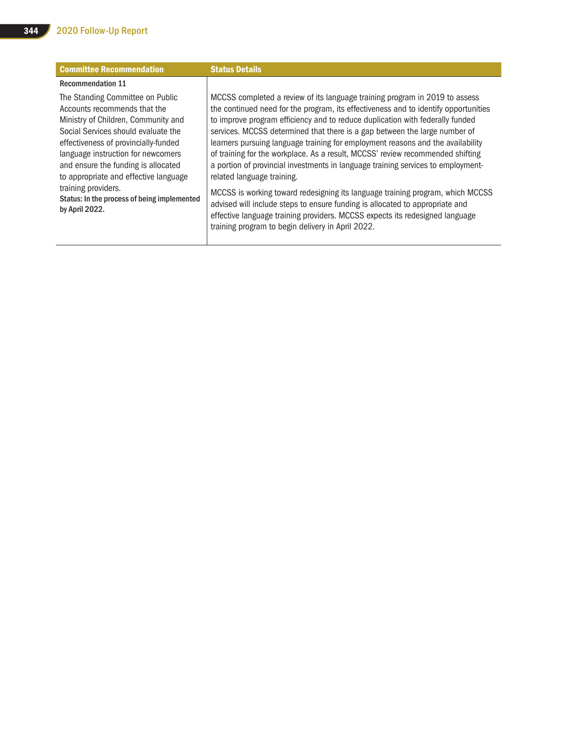| Committee Recommendation | Status Details |
|---|---|
| **Recommendation 11**<br><br>The Standing Committee on Public Accounts recommends that the Ministry of Children, Community and Social Services should evaluate the effectiveness of provincially-funded language instruction for newcomers and ensure the funding is allocated to appropriate and effective language training providers.<br>**Status: In the process of being implemented by April 2022.** | MCCSS completed a review of its language training program in 2019 to assess the continued need for the program, its effectiveness and to identify opportunities to improve program efficiency and to reduce duplication with federally funded services. MCCSS determined that there is a gap between the large number of learners pursuing language training for employment reasons and the availability of training for the workplace. As a result, MCCSS' review recommended shifting a portion of provincial investments in language training services to employment-related language training.<br><br>MCCSS is working toward redesigning its language training program, which MCCSS advised will include steps to ensure funding is allocated to appropriate and effective language training providers. MCCSS expects its redesigned language training program to begin delivery in April 2022. |